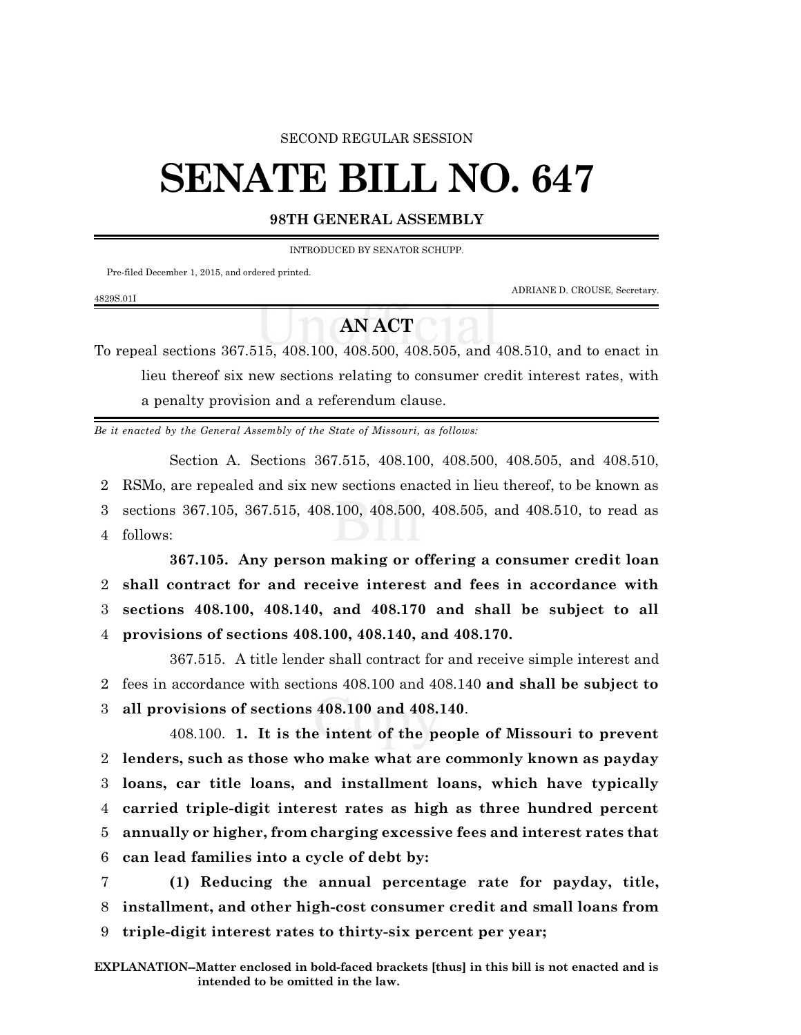SECOND REGULAR SESSION

# SENATE BILL NO. 647

**98TH GENERAL ASSEMBLY**

INTRODUCED BY SENATOR SCHUPP.

Pre-filed December 1, 2015, and ordered printed.

ADRIANE D. CROUSE, Secretary.

4829S.01I

## AN ACT

To repeal sections 367.515, 408.100, 408.500, 408.505, and 408.510, and to enact in lieu thereof six new sections relating to consumer credit interest rates, with a penalty provision and a referendum clause.

*Be it enacted by the General Assembly of the State of Missouri, as follows:*

Section A. Sections 367.515, 408.100, 408.500, 408.505, and 408.510, RSMo, are repealed and six new sections enacted in lieu thereof, to be known as sections 367.105, 367.515, 408.100, 408.500, 408.505, and 408.510, to read as follows:

**367.105. Any person making or offering a consumer credit loan shall contract for and receive interest and fees in accordance with sections 408.100, 408.140, and 408.170 and shall be subject to all provisions of sections 408.100, 408.140, and 408.170.**

367.515. A title lender shall contract for and receive simple interest and fees in accordance with sections 408.100 and 408.140 **and shall be subject to all provisions of sections 408.100 and 408.140**.

408.100. **1. It is the intent of the people of Missouri to prevent lenders, such as those who make what are commonly known as payday loans, car title loans, and installment loans, which have typically carried triple-digit interest rates as high as three hundred percent annually or higher, from charging excessive fees and interest rates that can lead families into a cycle of debt by:**

**(1) Reducing the annual percentage rate for payday, title, installment, and other high-cost consumer credit and small loans from triple-digit interest rates to thirty-six percent per year;**

**EXPLANATION–Matter enclosed in bold-faced brackets [thus] in this bill is not enacted and is intended to be omitted in the law.**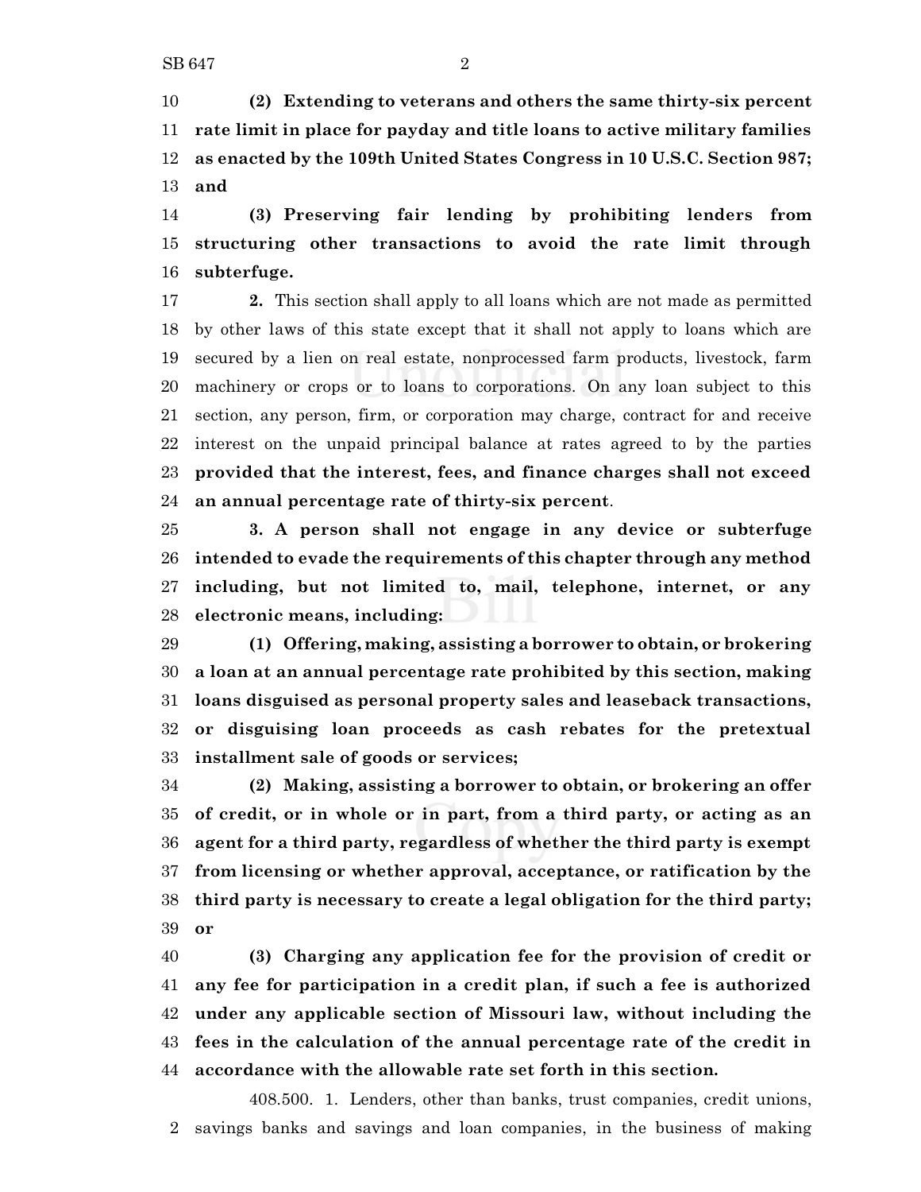**(2) Extending to veterans and others the same thirty-six percent rate limit in place for payday and title loans to active military families as enacted by the 109th United States Congress in 10 U.S.C. Section 987; and**

**(3) Preserving fair lending by prohibiting lenders from structuring other transactions to avoid the rate limit through subterfuge.**

**2.** This section shall apply to all loans which are not made as permitted by other laws of this state except that it shall not apply to loans which are secured by a lien on real estate, nonprocessed farm products, livestock, farm machinery or crops or to loans to corporations. On any loan subject to this section, any person, firm, or corporation may charge, contract for and receive interest on the unpaid principal balance at rates agreed to by the parties **provided that the interest, fees, and finance charges shall not exceed an annual percentage rate of thirty-six percent**.

**3. A person shall not engage in any device or subterfuge intended to evade the requirements of this chapter through any method including, but not limited to, mail, telephone, internet, or any electronic means, including:**

**(1) Offering, making, assisting a borrower to obtain, or brokering a loan at an annual percentage rate prohibited by this section, making loans disguised as personal property sales and leaseback transactions, or disguising loan proceeds as cash rebates for the pretextual installment sale of goods or services;**

**(2) Making, assisting a borrower to obtain, or brokering an offer of credit, or in whole or in part, from a third party, or acting as an agent for a third party, regardless of whether the third party is exempt from licensing or whether approval, acceptance, or ratification by the third party is necessary to create a legal obligation for the third party; or**

**(3) Charging any application fee for the provision of credit or any fee for participation in a credit plan, if such a fee is authorized under any applicable section of Missouri law, without including the fees in the calculation of the annual percentage rate of the credit in accordance with the allowable rate set forth in this section.**

408.500. 1. Lenders, other than banks, trust companies, credit unions, savings banks and savings and loan companies, in the business of making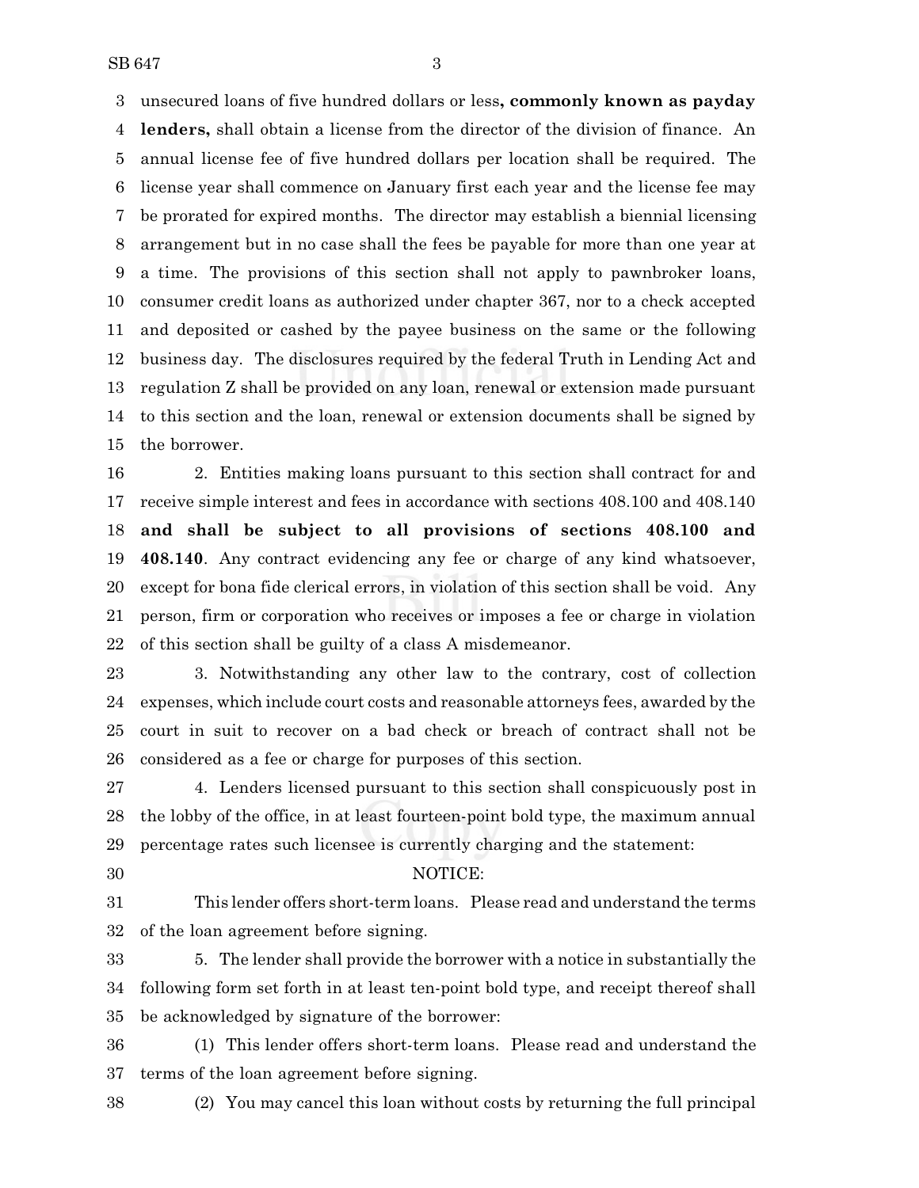unsecured loans of five hundred dollars or less**, commonly known as payday lenders,** shall obtain a license from the director of the division of finance. An annual license fee of five hundred dollars per location shall be required. The license year shall commence on January first each year and the license fee may be prorated for expired months. The director may establish a biennial licensing arrangement but in no case shall the fees be payable for more than one year at a time. The provisions of this section shall not apply to pawnbroker loans, consumer credit loans as authorized under chapter 367, nor to a check accepted and deposited or cashed by the payee business on the same or the following business day. The disclosures required by the federal Truth in Lending Act and regulation Z shall be provided on any loan, renewal or extension made pursuant to this section and the loan, renewal or extension documents shall be signed by the borrower.

2. Entities making loans pursuant to this section shall contract for and receive simple interest and fees in accordance with sections 408.100 and 408.140 **and shall be subject to all provisions of sections 408.100 and 408.140**. Any contract evidencing any fee or charge of any kind whatsoever, except for bona fide clerical errors, in violation of this section shall be void. Any person, firm or corporation who receives or imposes a fee or charge in violation of this section shall be guilty of a class A misdemeanor.

3. Notwithstanding any other law to the contrary, cost of collection expenses, which include court costs and reasonable attorneys fees, awarded by the court in suit to recover on a bad check or breach of contract shall not be considered as a fee or charge for purposes of this section.

4. Lenders licensed pursuant to this section shall conspicuously post in the lobby of the office, in at least fourteen-point bold type, the maximum annual percentage rates such licensee is currently charging and the statement:

NOTICE:

This lender offers short-term loans. Please read and understand the terms of the loan agreement before signing.

5. The lender shall provide the borrower with a notice in substantially the following form set forth in at least ten-point bold type, and receipt thereof shall be acknowledged by signature of the borrower:

(1) This lender offers short-term loans. Please read and understand the terms of the loan agreement before signing.

(2) You may cancel this loan without costs by returning the full principal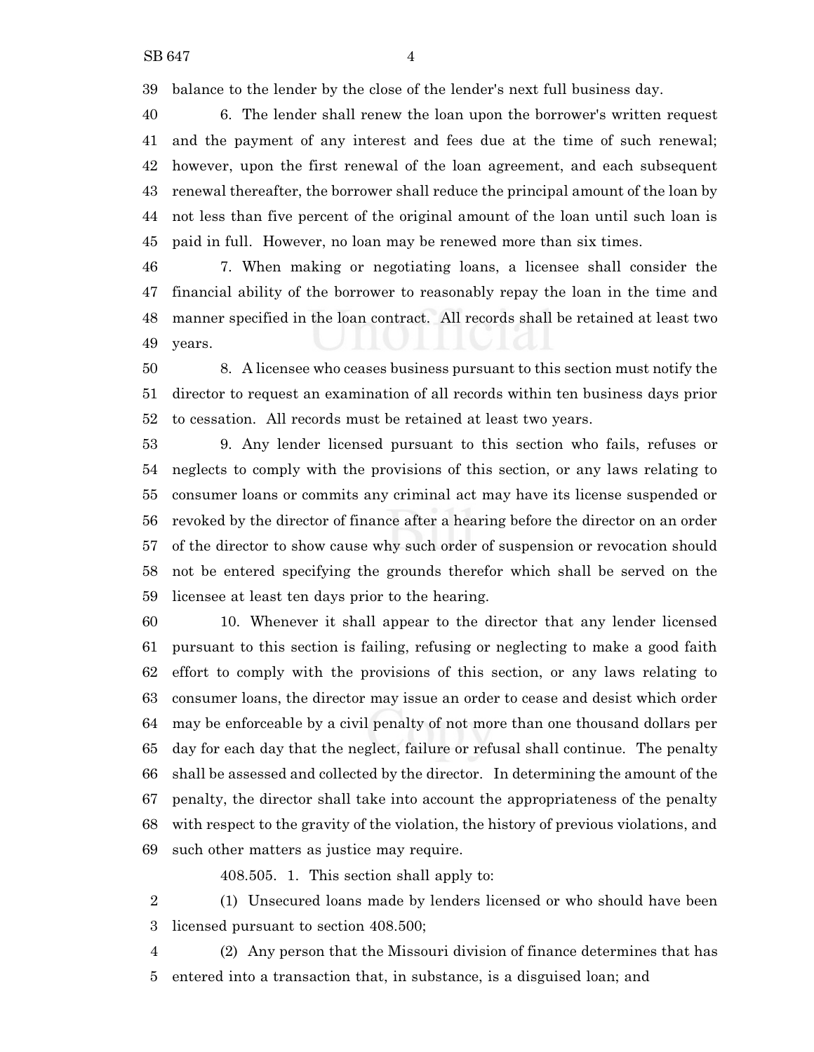balance to the lender by the close of the lender's next full business day.

6. The lender shall renew the loan upon the borrower's written request and the payment of any interest and fees due at the time of such renewal; however, upon the first renewal of the loan agreement, and each subsequent renewal thereafter, the borrower shall reduce the principal amount of the loan by not less than five percent of the original amount of the loan until such loan is paid in full. However, no loan may be renewed more than six times.

7. When making or negotiating loans, a licensee shall consider the financial ability of the borrower to reasonably repay the loan in the time and manner specified in the loan contract. All records shall be retained at least two years.

8. A licensee who ceases business pursuant to this section must notify the director to request an examination of all records within ten business days prior to cessation. All records must be retained at least two years.

9. Any lender licensed pursuant to this section who fails, refuses or neglects to comply with the provisions of this section, or any laws relating to consumer loans or commits any criminal act may have its license suspended or revoked by the director of finance after a hearing before the director on an order of the director to show cause why such order of suspension or revocation should not be entered specifying the grounds therefor which shall be served on the licensee at least ten days prior to the hearing.

10. Whenever it shall appear to the director that any lender licensed pursuant to this section is failing, refusing or neglecting to make a good faith effort to comply with the provisions of this section, or any laws relating to consumer loans, the director may issue an order to cease and desist which order may be enforceable by a civil penalty of not more than one thousand dollars per day for each day that the neglect, failure or refusal shall continue. The penalty shall be assessed and collected by the director. In determining the amount of the penalty, the director shall take into account the appropriateness of the penalty with respect to the gravity of the violation, the history of previous violations, and such other matters as justice may require.

408.505. 1. This section shall apply to:

(1) Unsecured loans made by lenders licensed or who should have been licensed pursuant to section 408.500;

(2) Any person that the Missouri division of finance determines that has entered into a transaction that, in substance, is a disguised loan; and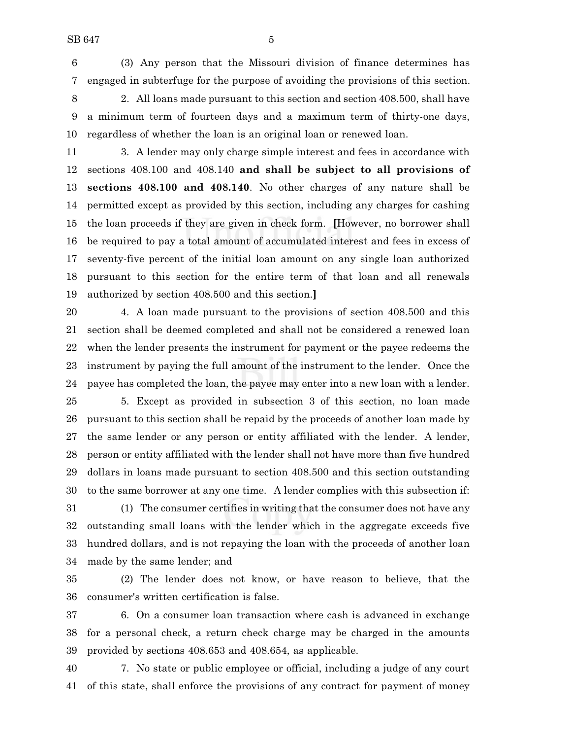(3) Any person that the Missouri division of finance determines has engaged in subterfuge for the purpose of avoiding the provisions of this section.

2. All loans made pursuant to this section and section 408.500, shall have a minimum term of fourteen days and a maximum term of thirty-one days, regardless of whether the loan is an original loan or renewed loan.

3. A lender may only charge simple interest and fees in accordance with sections 408.100 and 408.140 **and shall be subject to all provisions of sections 408.100 and 408.140**. No other charges of any nature shall be permitted except as provided by this section, including any charges for cashing the loan proceeds if they are given in check form. **[**However, no borrower shall be required to pay a total amount of accumulated interest and fees in excess of seventy-five percent of the initial loan amount on any single loan authorized pursuant to this section for the entire term of that loan and all renewals authorized by section 408.500 and this section.**]**

4. A loan made pursuant to the provisions of section 408.500 and this section shall be deemed completed and shall not be considered a renewed loan when the lender presents the instrument for payment or the payee redeems the instrument by paying the full amount of the instrument to the lender. Once the payee has completed the loan, the payee may enter into a new loan with a lender.

5. Except as provided in subsection 3 of this section, no loan made pursuant to this section shall be repaid by the proceeds of another loan made by the same lender or any person or entity affiliated with the lender. A lender, person or entity affiliated with the lender shall not have more than five hundred dollars in loans made pursuant to section 408.500 and this section outstanding to the same borrower at any one time. A lender complies with this subsection if:

(1) The consumer certifies in writing that the consumer does not have any outstanding small loans with the lender which in the aggregate exceeds five hundred dollars, and is not repaying the loan with the proceeds of another loan made by the same lender; and

(2) The lender does not know, or have reason to believe, that the consumer's written certification is false.

6. On a consumer loan transaction where cash is advanced in exchange for a personal check, a return check charge may be charged in the amounts provided by sections 408.653 and 408.654, as applicable.

7. No state or public employee or official, including a judge of any court of this state, shall enforce the provisions of any contract for payment of money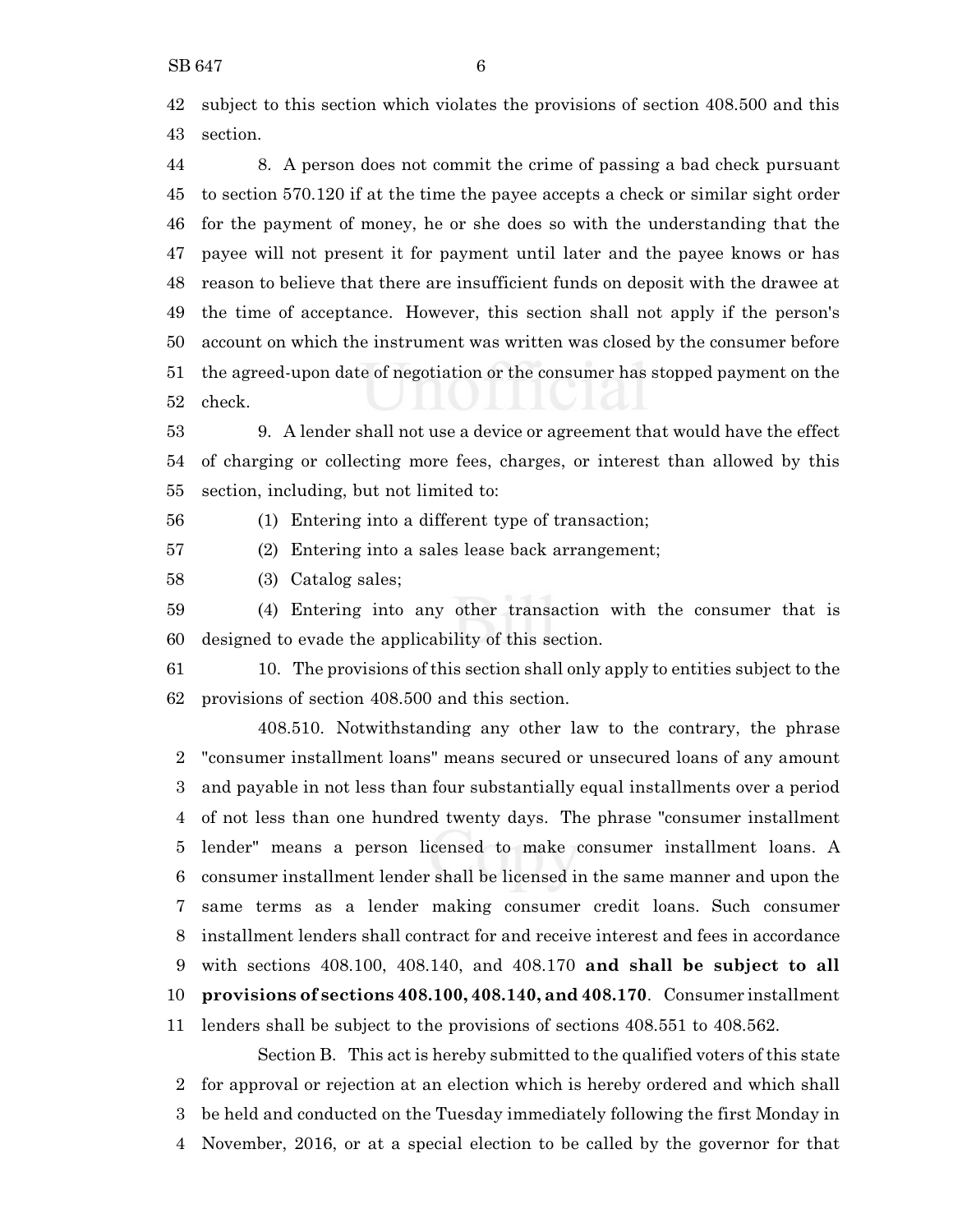subject to this section which violates the provisions of section 408.500 and this section.

8. A person does not commit the crime of passing a bad check pursuant to section 570.120 if at the time the payee accepts a check or similar sight order for the payment of money, he or she does so with the understanding that the payee will not present it for payment until later and the payee knows or has reason to believe that there are insufficient funds on deposit with the drawee at the time of acceptance. However, this section shall not apply if the person's account on which the instrument was written was closed by the consumer before the agreed-upon date of negotiation or the consumer has stopped payment on the check.

9. A lender shall not use a device or agreement that would have the effect of charging or collecting more fees, charges, or interest than allowed by this section, including, but not limited to:

(1) Entering into a different type of transaction;

(2) Entering into a sales lease back arrangement;

(3) Catalog sales;

(4) Entering into any other transaction with the consumer that is designed to evade the applicability of this section.

10. The provisions of this section shall only apply to entities subject to the provisions of section 408.500 and this section.

408.510. Notwithstanding any other law to the contrary, the phrase "consumer installment loans" means secured or unsecured loans of any amount and payable in not less than four substantially equal installments over a period of not less than one hundred twenty days. The phrase "consumer installment lender" means a person licensed to make consumer installment loans. A consumer installment lender shall be licensed in the same manner and upon the same terms as a lender making consumer credit loans. Such consumer installment lenders shall contract for and receive interest and fees in accordance with sections 408.100, 408.140, and 408.170 **and shall be subject to all provisions of sections 408.100, 408.140, and 408.170**. Consumer installment lenders shall be subject to the provisions of sections 408.551 to 408.562.

Section B. This act is hereby submitted to the qualified voters of this state for approval or rejection at an election which is hereby ordered and which shall be held and conducted on the Tuesday immediately following the first Monday in November, 2016, or at a special election to be called by the governor for that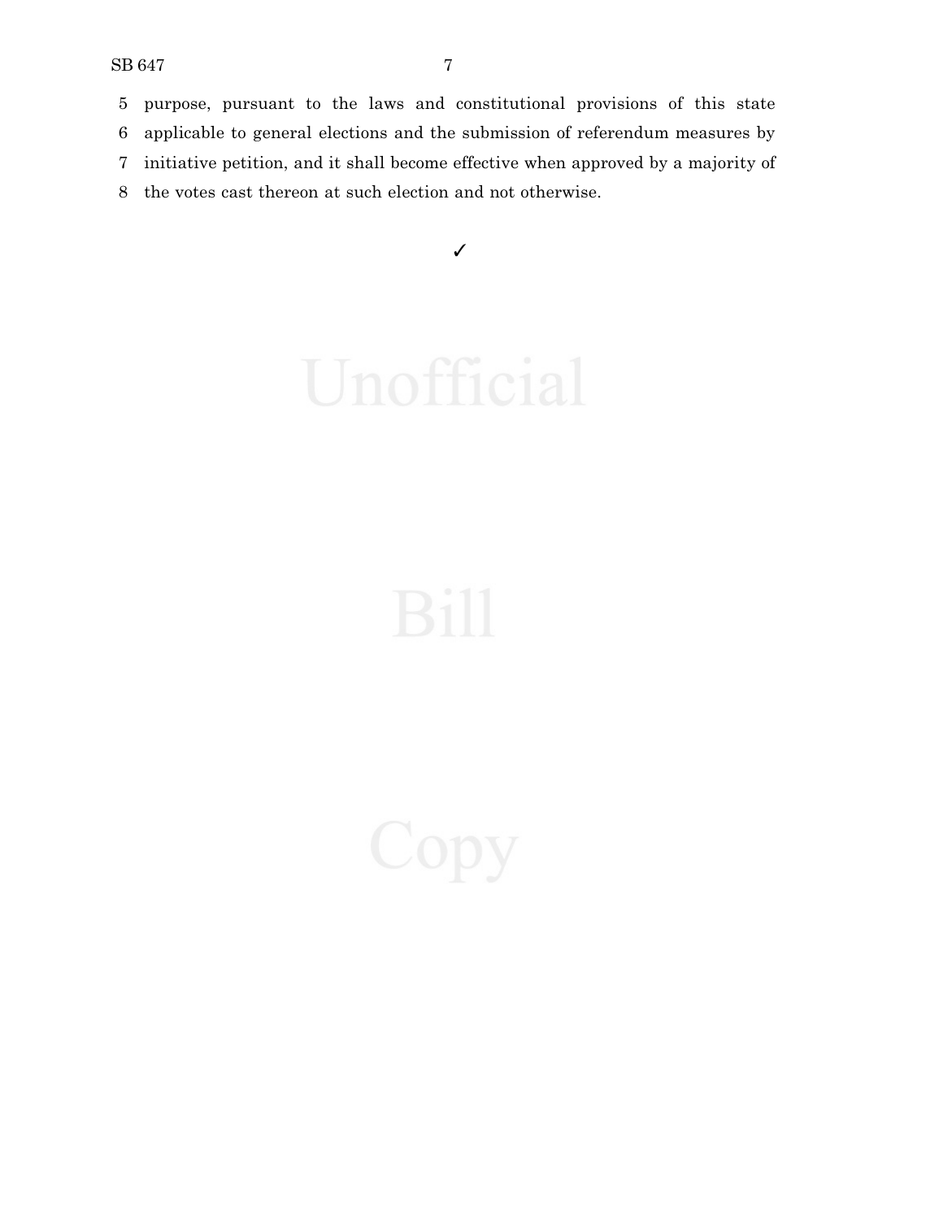purpose, pursuant to the laws and constitutional provisions of this state applicable to general elections and the submission of referendum measures by initiative petition, and it shall become effective when approved by a majority of the votes cast thereon at such election and not otherwise.

✓